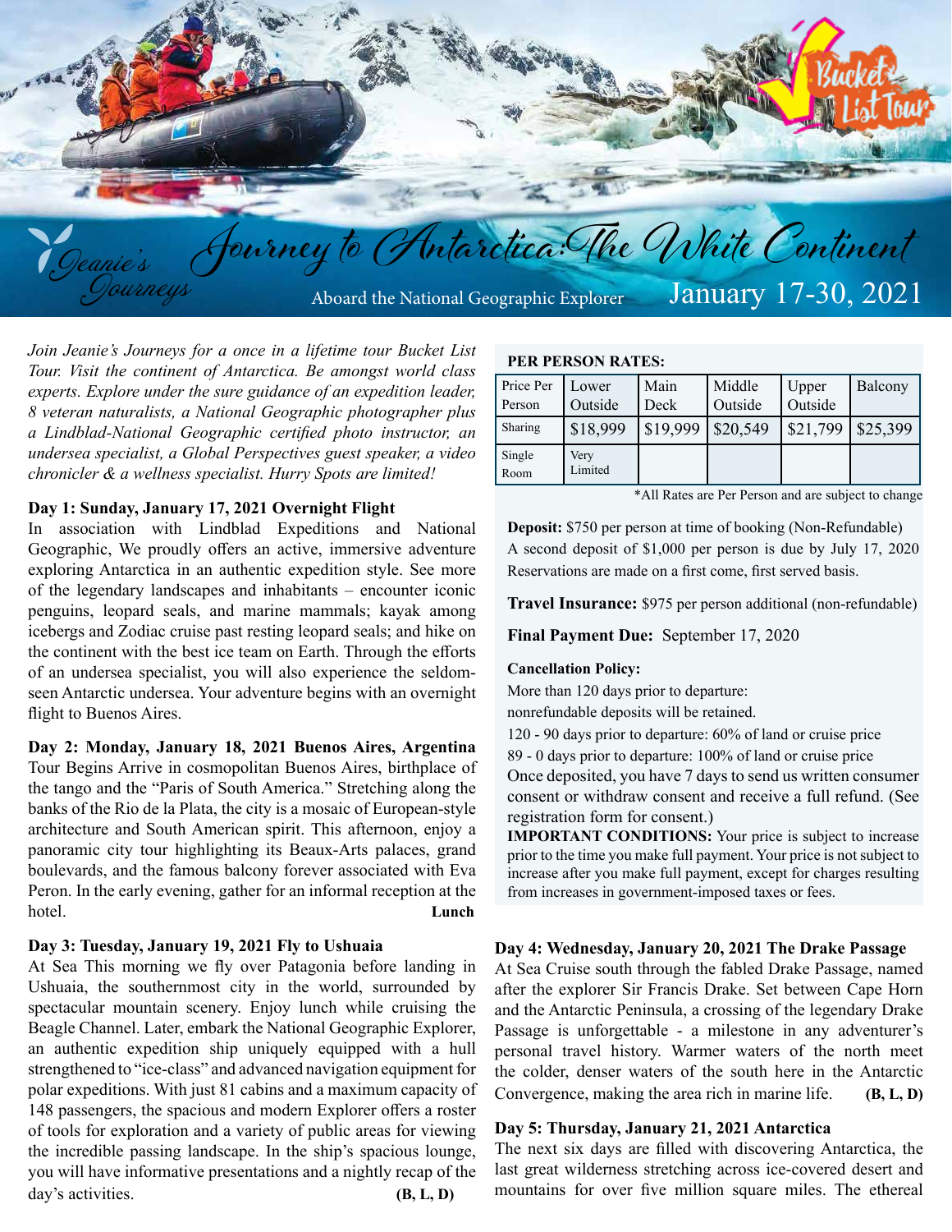# Journey to Antarctica: The White Continent

Jeanie's Journeys

Bucket List Tour

Aboard the National Geographic Explorer

January 17-30, 2021

*Join Jeanie's Journeys for a once in a lifetime tour Bucket List Tour. Visit the continent of Antarctica. Be amongst world class experts. Explore under the sure guidance of an expedition leader, 8 veteran naturalists, a National Geographic photographer plus a Lindblad-National Geographic certified photo instructor, an undersea specialist, a Global Perspectives guest speaker, a video chronicler & a wellness specialist. Hurry Spots are limited!*

**Day 1: Sunday, January 17, 2021 Overnight Flight**

In association with Lindblad Expeditions and National Geographic, We proudly offers an active, immersive adventure exploring Antarctica in an authentic expedition style. See more of the legendary landscapes and inhabitants – encounter iconic penguins, leopard seals, and marine mammals; kayak among icebergs and Zodiac cruise past resting leopard seals; and hike on the continent with the best ice team on Earth. Through the efforts of an undersea specialist, you will also experience the seldom-seen Antarctic undersea. Your adventure begins with an overnight flight to Buenos Aires.

**Day 2: Monday, January 18, 2021 Buenos Aires, Argentina**

Tour Begins Arrive in cosmopolitan Buenos Aires, birthplace of the tango and the "Paris of South America." Stretching along the banks of the Rio de la Plata, the city is a mosaic of European-style architecture and South American spirit. This afternoon, enjoy a panoramic city tour highlighting its Beaux-Arts palaces, grand boulevards, and the famous balcony forever associated with Eva Peron. In the early evening, gather for an informal reception at the hotel. **Lunch**

**Day 3: Tuesday, January 19, 2021 Fly to Ushuaia**

At Sea This morning we fly over Patagonia before landing in Ushuaia, the southernmost city in the world, surrounded by spectacular mountain scenery. Enjoy lunch while cruising the Beagle Channel. Later, embark the National Geographic Explorer, an authentic expedition ship uniquely equipped with a hull strengthened to "ice-class" and advanced navigation equipment for polar expeditions. With just 81 cabins and a maximum capacity of 148 passengers, the spacious and modern Explorer offers a roster of tools for exploration and a variety of public areas for viewing the incredible passing landscape. In the ship's spacious lounge, you will have informative presentations and a nightly recap of the day's activities. **(B, L, D)**

**PER PERSON RATES:**

| Price Per Person | Lower Outside | Main Deck | Middle Outside | Upper Outside | Balcony |
|---|---|---|---|---|---|
| Sharing | $18,999 | $19,999 | $20,549 | $21,799 | $25,399 |
| Single Room | Very Limited | | | | |

*All Rates are Per Person and are subject to change

**Deposit:** $750 per person at time of booking (Non-Refundable)
A second deposit of $1,000 per person is due by July 17, 2020
Reservations are made on a first come, first served basis.

**Travel Insurance:** $975 per person additional (non-refundable)

**Final Payment Due:** September 17, 2020

**Cancellation Policy:**

More than 120 days prior to departure:
nonrefundable deposits will be retained.
120 - 90 days prior to departure: 60% of land or cruise price
89 - 0 days prior to departure: 100% of land or cruise price
Once deposited, you have 7 days to send us written consumer consent or withdraw consent and receive a full refund. (See registration form for consent.)
**IMPORTANT CONDITIONS:** Your price is subject to increase prior to the time you make full payment. Your price is not subject to increase after you make full payment, except for charges resulting from increases in government-imposed taxes or fees.

**Day 4: Wednesday, January 20, 2021 The Drake Passage**

At Sea Cruise south through the fabled Drake Passage, named after the explorer Sir Francis Drake. Set between Cape Horn and the Antarctic Peninsula, a crossing of the legendary Drake Passage is unforgettable - a milestone in any adventurer's personal travel history. Warmer waters of the north meet the colder, denser waters of the south here in the Antarctic Convergence, making the area rich in marine life. **(B, L, D)**

**Day 5: Thursday, January 21, 2021 Antarctica**

The next six days are filled with discovering Antarctica, the last great wilderness stretching across ice-covered desert and mountains for over five million square miles. The ethereal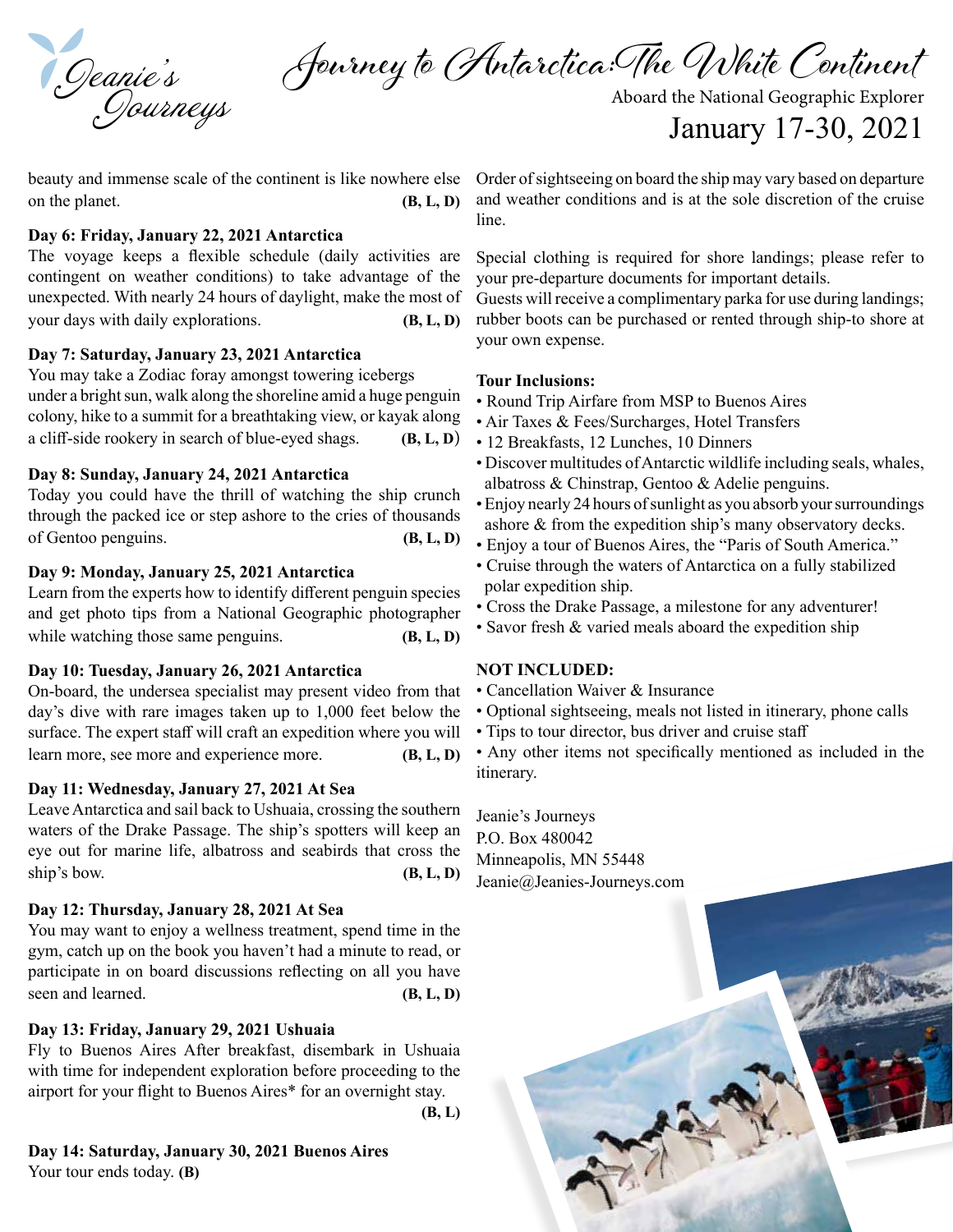beauty and immense scale of the continent is like nowhere else on the planet. **(B, L, D)**

**Day 6: Friday, January 22, 2021 Antarctica**

The voyage keeps a flexible schedule (daily activities are contingent on weather conditions) to take advantage of the unexpected. With nearly 24 hours of daylight, make the most of your days with daily explorations. **(B, L, D)**

**Day 7: Saturday, January 23, 2021 Antarctica**

You may take a Zodiac foray amongst towering icebergs under a bright sun, walk along the shoreline amid a huge penguin colony, hike to a summit for a breathtaking view, or kayak along a cliff-side rookery in search of blue-eyed shags. **(B, L, D)**

**Day 8: Sunday, January 24, 2021 Antarctica**

Today you could have the thrill of watching the ship crunch through the packed ice or step ashore to the cries of thousands of Gentoo penguins. **(B, L, D)**

**Day 9: Monday, January 25, 2021 Antarctica**

Learn from the experts how to identify different penguin species and get photo tips from a National Geographic photographer while watching those same penguins. **(B, L, D)**

**Day 10: Tuesday, January 26, 2021 Antarctica**

On-board, the undersea specialist may present video from that day's dive with rare images taken up to 1,000 feet below the surface. The expert staff will craft an expedition where you will learn more, see more and experience more. **(B, L, D)**

**Day 11: Wednesday, January 27, 2021 At Sea**

Leave Antarctica and sail back to Ushuaia, crossing the southern waters of the Drake Passage. The ship's spotters will keep an eye out for marine life, albatross and seabirds that cross the ship's bow. **(B, L, D)**

**Day 12: Thursday, January 28, 2021 At Sea**

You may want to enjoy a wellness treatment, spend time in the gym, catch up on the book you haven't had a minute to read, or participate in on board discussions reflecting on all you have seen and learned. **(B, L, D)**

**Day 13: Friday, January 29, 2021 Ushuaia**

Fly to Buenos Aires After breakfast, disembark in Ushuaia with time for independent exploration before proceeding to the airport for your flight to Buenos Aires* for an overnight stay. **(B, L)**

**Day 14: Saturday, January 30, 2021 Buenos Aires**

Your tour ends today. **(B)**

Order of sightseeing on board the ship may vary based on departure and weather conditions and is at the sole discretion of the cruise line.

Special clothing is required for shore landings; please refer to your pre-departure documents for important details.

Guests will receive a complimentary parka for use during landings; rubber boots can be purchased or rented through ship-to shore at your own expense.

**Tour Inclusions:**

- Round Trip Airfare from MSP to Buenos Aires
- Air Taxes & Fees/Surcharges, Hotel Transfers
- 12 Breakfasts, 12 Lunches, 10 Dinners
- Discover multitudes of Antarctic wildlife including seals, whales, albatross & Chinstrap, Gentoo & Adelie penguins.
- Enjoy nearly 24 hours of sunlight as you absorb your surroundings ashore & from the expedition ship's many observatory decks.
- Enjoy a tour of Buenos Aires, the "Paris of South America."
- Cruise through the waters of Antarctica on a fully stabilized polar expedition ship.
- Cross the Drake Passage, a milestone for any adventurer!
- Savor fresh & varied meals aboard the expedition ship

**NOT INCLUDED:**

- Cancellation Waiver & Insurance
- Optional sightseeing, meals not listed in itinerary, phone calls
- Tips to tour director, bus driver and cruise staff
- Any other items not specifically mentioned as included in the itinerary.

Jeanie's Journeys
P.O. Box 480042
Minneapolis, MN 55448
Jeanie@Jeanies-Journeys.com